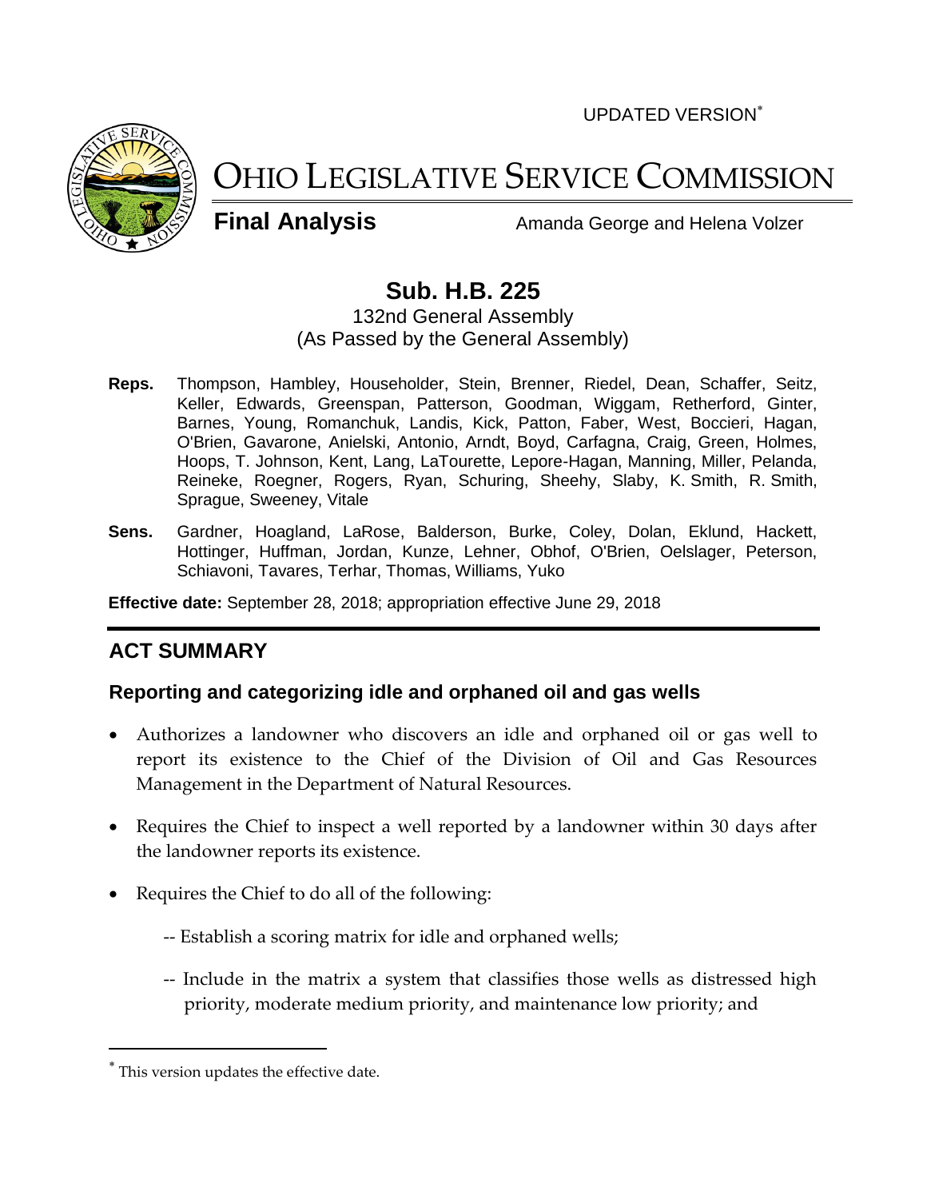UPDATED VERSION*

# OHIO LEGISLATIVE SERVICE COMMISSION

**Final Analysis** Amanda George and Helena Volzer

## Sub. H.B. 225

132nd General Assembly
(As Passed by the General Assembly)

**Reps.** Thompson, Hambley, Householder, Stein, Brenner, Riedel, Dean, Schaffer, Seitz, Keller, Edwards, Greenspan, Patterson, Goodman, Wiggam, Retherford, Ginter, Barnes, Young, Romanchuk, Landis, Kick, Patton, Faber, West, Boccieri, Hagan, O'Brien, Gavarone, Anielski, Antonio, Arndt, Boyd, Carfagna, Craig, Green, Holmes, Hoops, T. Johnson, Kent, Lang, LaTourette, Lepore-Hagan, Manning, Miller, Pelanda, Reineke, Roegner, Rogers, Ryan, Schuring, Sheehy, Slaby, K. Smith, R. Smith, Sprague, Sweeney, Vitale

**Sens.** Gardner, Hoagland, LaRose, Balderson, Burke, Coley, Dolan, Eklund, Hackett, Hottinger, Huffman, Jordan, Kunze, Lehner, Obhof, O'Brien, Oelslager, Peterson, Schiavoni, Tavares, Terhar, Thomas, Williams, Yuko

**Effective date:** September 28, 2018; appropriation effective June 29, 2018

## ACT SUMMARY

### Reporting and categorizing idle and orphaned oil and gas wells

- Authorizes a landowner who discovers an idle and orphaned oil or gas well to report its existence to the Chief of the Division of Oil and Gas Resources Management in the Department of Natural Resources.
- Requires the Chief to inspect a well reported by a landowner within 30 days after the landowner reports its existence.
- Requires the Chief to do all of the following:
  - -- Establish a scoring matrix for idle and orphaned wells;
  - -- Include in the matrix a system that classifies those wells as distressed high priority, moderate medium priority, and maintenance low priority; and

* This version updates the effective date.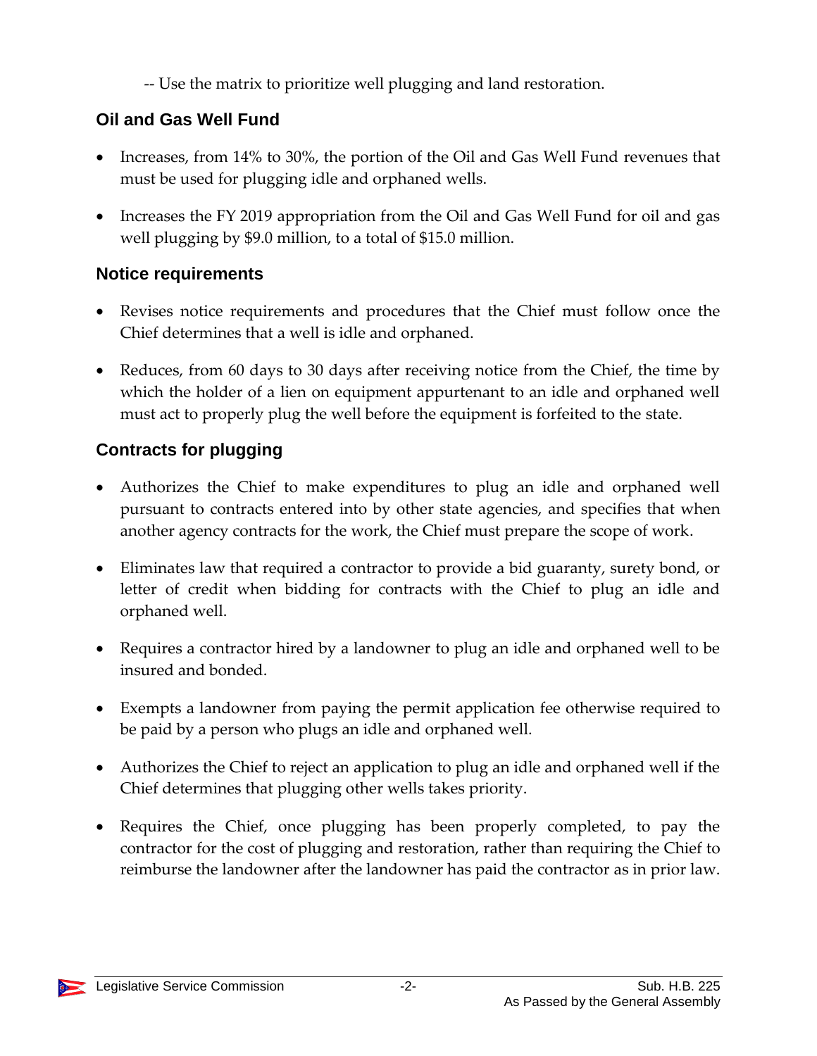-- Use the matrix to prioritize well plugging and land restoration.

## Oil and Gas Well Fund

- Increases, from 14% to 30%, the portion of the Oil and Gas Well Fund revenues that must be used for plugging idle and orphaned wells.
- Increases the FY 2019 appropriation from the Oil and Gas Well Fund for oil and gas well plugging by $9.0 million, to a total of $15.0 million.

## Notice requirements

- Revises notice requirements and procedures that the Chief must follow once the Chief determines that a well is idle and orphaned.
- Reduces, from 60 days to 30 days after receiving notice from the Chief, the time by which the holder of a lien on equipment appurtenant to an idle and orphaned well must act to properly plug the well before the equipment is forfeited to the state.

## Contracts for plugging

- Authorizes the Chief to make expenditures to plug an idle and orphaned well pursuant to contracts entered into by other state agencies, and specifies that when another agency contracts for the work, the Chief must prepare the scope of work.
- Eliminates law that required a contractor to provide a bid guaranty, surety bond, or letter of credit when bidding for contracts with the Chief to plug an idle and orphaned well.
- Requires a contractor hired by a landowner to plug an idle and orphaned well to be insured and bonded.
- Exempts a landowner from paying the permit application fee otherwise required to be paid by a person who plugs an idle and orphaned well.
- Authorizes the Chief to reject an application to plug an idle and orphaned well if the Chief determines that plugging other wells takes priority.
- Requires the Chief, once plugging has been properly completed, to pay the contractor for the cost of plugging and restoration, rather than requiring the Chief to reimburse the landowner after the landowner has paid the contractor as in prior law.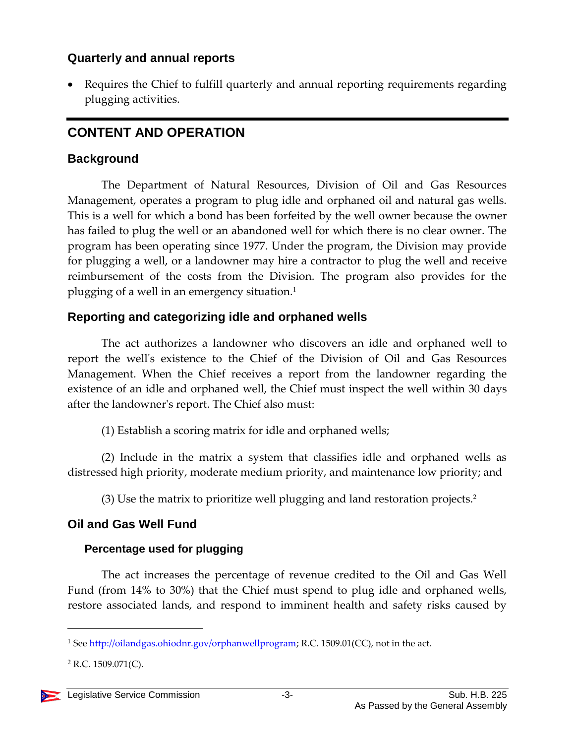### Quarterly and annual reports

- Requires the Chief to fulfill quarterly and annual reporting requirements regarding plugging activities.

## CONTENT AND OPERATION

### Background

The Department of Natural Resources, Division of Oil and Gas Resources Management, operates a program to plug idle and orphaned oil and natural gas wells. This is a well for which a bond has been forfeited by the well owner because the owner has failed to plug the well or an abandoned well for which there is no clear owner. The program has been operating since 1977. Under the program, the Division may provide for plugging a well, or a landowner may hire a contractor to plug the well and receive reimbursement of the costs from the Division. The program also provides for the plugging of a well in an emergency situation.[1]

### Reporting and categorizing idle and orphaned wells

The act authorizes a landowner who discovers an idle and orphaned well to report the well's existence to the Chief of the Division of Oil and Gas Resources Management. When the Chief receives a report from the landowner regarding the existence of an idle and orphaned well, the Chief must inspect the well within 30 days after the landowner's report. The Chief also must:

(1) Establish a scoring matrix for idle and orphaned wells;

(2) Include in the matrix a system that classifies idle and orphaned wells as distressed high priority, moderate medium priority, and maintenance low priority; and

(3) Use the matrix to prioritize well plugging and land restoration projects.[2]

### Oil and Gas Well Fund

#### Percentage used for plugging

The act increases the percentage of revenue credited to the Oil and Gas Well Fund (from 14% to 30%) that the Chief must spend to plug idle and orphaned wells, restore associated lands, and respond to imminent health and safety risks caused by

---

[1] See http://oilandgas.ohiodnr.gov/orphanwellprogram; R.C. 1509.01(CC), not in the act.

[2] R.C. 1509.071(C).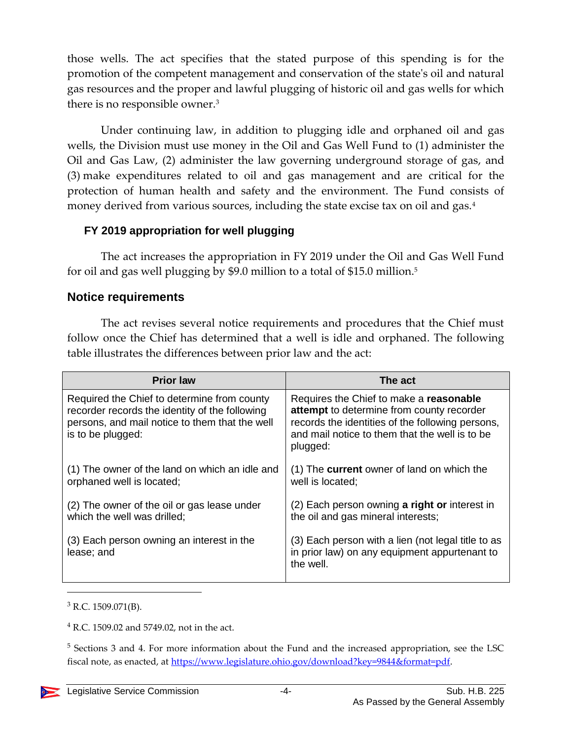those wells. The act specifies that the stated purpose of this spending is for the promotion of the competent management and conservation of the state's oil and natural gas resources and the proper and lawful plugging of historic oil and gas wells for which there is no responsible owner.[3]

Under continuing law, in addition to plugging idle and orphaned oil and gas wells, the Division must use money in the Oil and Gas Well Fund to (1) administer the Oil and Gas Law, (2) administer the law governing underground storage of gas, and (3) make expenditures related to oil and gas management and are critical for the protection of human health and safety and the environment. The Fund consists of money derived from various sources, including the state excise tax on oil and gas.[4]

### FY 2019 appropriation for well plugging

The act increases the appropriation in FY 2019 under the Oil and Gas Well Fund for oil and gas well plugging by $9.0 million to a total of $15.0 million.[5]

## Notice requirements

The act revises several notice requirements and procedures that the Chief must follow once the Chief has determined that a well is idle and orphaned. The following table illustrates the differences between prior law and the act:

| Prior law | The act |
|---|---|
| Required the Chief to determine from county recorder records the identity of the following persons, and mail notice to them that the well is to be plugged: | Requires the Chief to make a **reasonable attempt** to determine from county recorder records the identities of the following persons, and mail notice to them that the well is to be plugged: |
| (1) The owner of the land on which an idle and orphaned well is located; | (1) The **current** owner of land on which the well is located; |
| (2) The owner of the oil or gas lease under which the well was drilled; | (2) Each person owning **a right or** interest in the oil and gas mineral interests; |
| (3) Each person owning an interest in the lease; and | (3) Each person with a lien (not legal title to as in prior law) on any equipment appurtenant to the well. |

[3] R.C. 1509.071(B).

[4] R.C. 1509.02 and 5749.02, not in the act.

[5] Sections 3 and 4. For more information about the Fund and the increased appropriation, see the LSC fiscal note, as enacted, at https://www.legislature.ohio.gov/download?key=9844&format=pdf.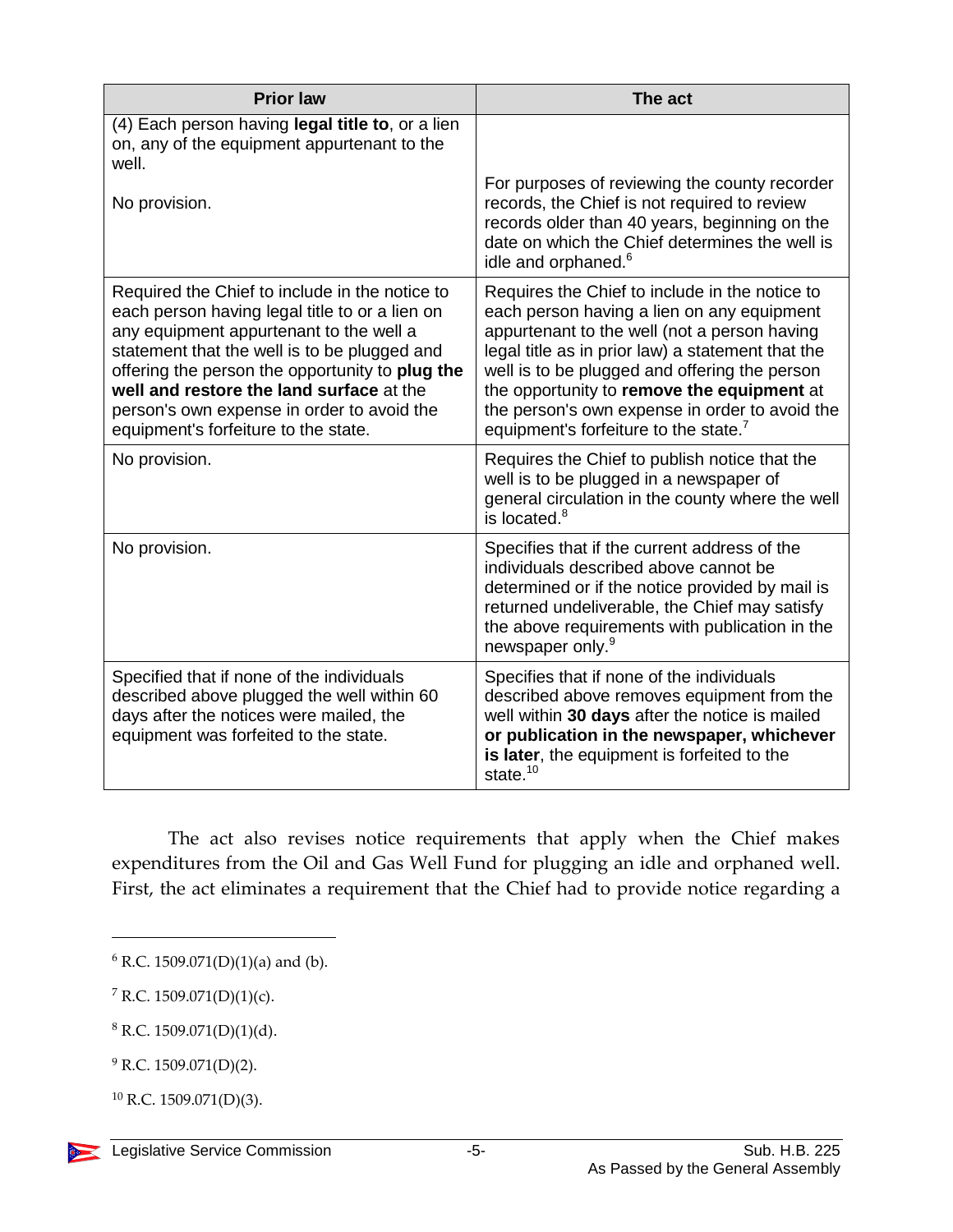| Prior law | The act |
|---|---|
| (4) Each person having **legal title to**, or a lien on, any of the equipment appurtenant to the well.<br><br>No provision. | For purposes of reviewing the county recorder records, the Chief is not required to review records older than 40 years, beginning on the date on which the Chief determines the well is idle and orphaned.[6] |
| Required the Chief to include in the notice to each person having legal title to or a lien on any equipment appurtenant to the well a statement that the well is to be plugged and offering the person the opportunity to **plug the well and restore the land surface** at the person's own expense in order to avoid the equipment's forfeiture to the state. | Requires the Chief to include in the notice to each person having a lien on any equipment appurtenant to the well (not a person having legal title as in prior law) a statement that the well is to be plugged and offering the person the opportunity to **remove the equipment** at the person's own expense in order to avoid the equipment's forfeiture to the state.[7] |
| No provision. | Requires the Chief to publish notice that the well is to be plugged in a newspaper of general circulation in the county where the well is located.[8] |
| No provision. | Specifies that if the current address of the individuals described above cannot be determined or if the notice provided by mail is returned undeliverable, the Chief may satisfy the above requirements with publication in the newspaper only.[9] |
| Specified that if none of the individuals described above plugged the well within 60 days after the notices were mailed, the equipment was forfeited to the state. | Specifies that if none of the individuals described above removes equipment from the well within **30 days** after the notice is mailed **or publication in the newspaper, whichever is later**, the equipment is forfeited to the state.[10] |

The act also revises notice requirements that apply when the Chief makes expenditures from the Oil and Gas Well Fund for plugging an idle and orphaned well. First, the act eliminates a requirement that the Chief had to provide notice regarding a

---

[6] R.C. 1509.071(D)(1)(a) and (b).

[7] R.C. 1509.071(D)(1)(c).

[8] R.C. 1509.071(D)(1)(d).

[9] R.C. 1509.071(D)(2).

[10] R.C. 1509.071(D)(3).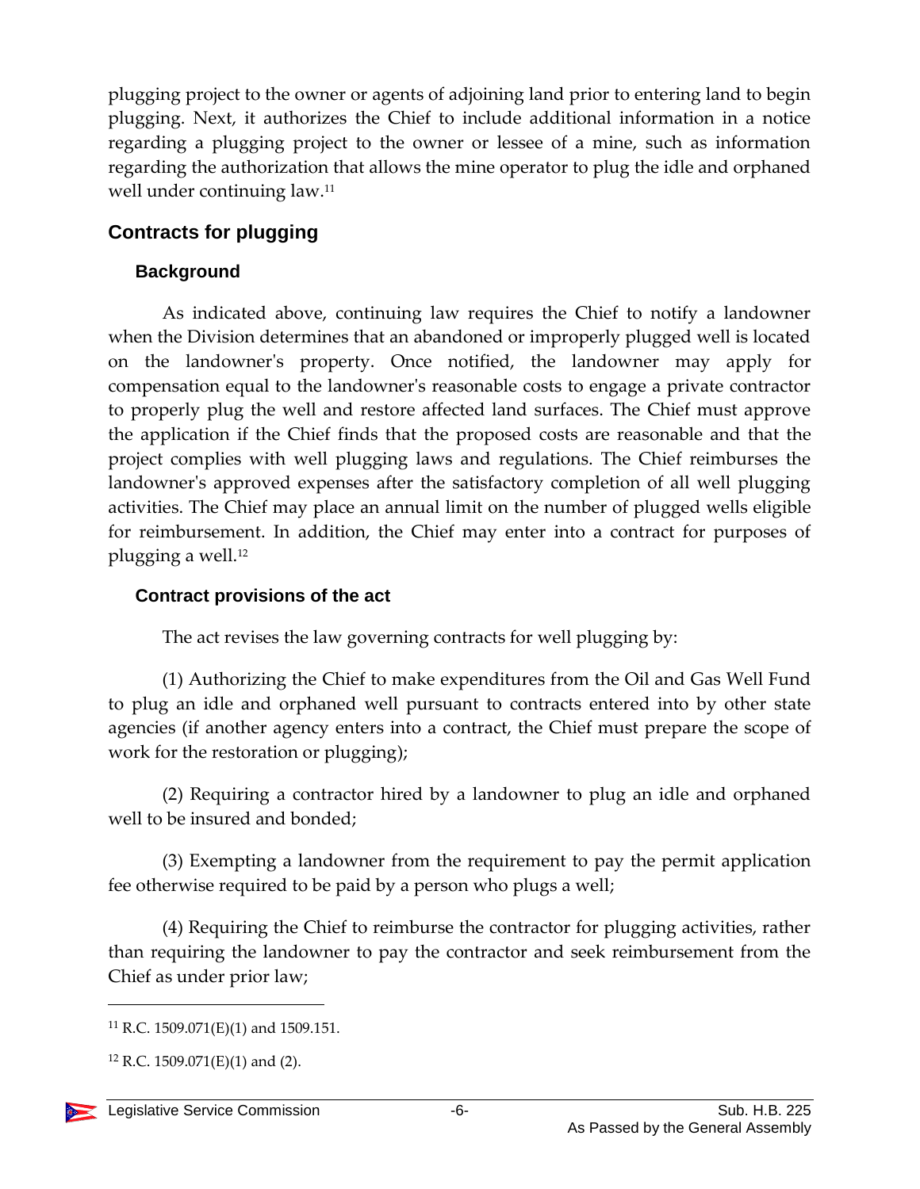plugging project to the owner or agents of adjoining land prior to entering land to begin plugging. Next, it authorizes the Chief to include additional information in a notice regarding a plugging project to the owner or lessee of a mine, such as information regarding the authorization that allows the mine operator to plug the idle and orphaned well under continuing law.[11]

## Contracts for plugging

### Background

As indicated above, continuing law requires the Chief to notify a landowner when the Division determines that an abandoned or improperly plugged well is located on the landowner's property. Once notified, the landowner may apply for compensation equal to the landowner's reasonable costs to engage a private contractor to properly plug the well and restore affected land surfaces. The Chief must approve the application if the Chief finds that the proposed costs are reasonable and that the project complies with well plugging laws and regulations. The Chief reimburses the landowner's approved expenses after the satisfactory completion of all well plugging activities. The Chief may place an annual limit on the number of plugged wells eligible for reimbursement. In addition, the Chief may enter into a contract for purposes of plugging a well.[12]

### Contract provisions of the act

The act revises the law governing contracts for well plugging by:

(1) Authorizing the Chief to make expenditures from the Oil and Gas Well Fund to plug an idle and orphaned well pursuant to contracts entered into by other state agencies (if another agency enters into a contract, the Chief must prepare the scope of work for the restoration or plugging);

(2) Requiring a contractor hired by a landowner to plug an idle and orphaned well to be insured and bonded;

(3) Exempting a landowner from the requirement to pay the permit application fee otherwise required to be paid by a person who plugs a well;

(4) Requiring the Chief to reimburse the contractor for plugging activities, rather than requiring the landowner to pay the contractor and seek reimbursement from the Chief as under prior law;

---

[11] R.C. 1509.071(E)(1) and 1509.151.

[12] R.C. 1509.071(E)(1) and (2).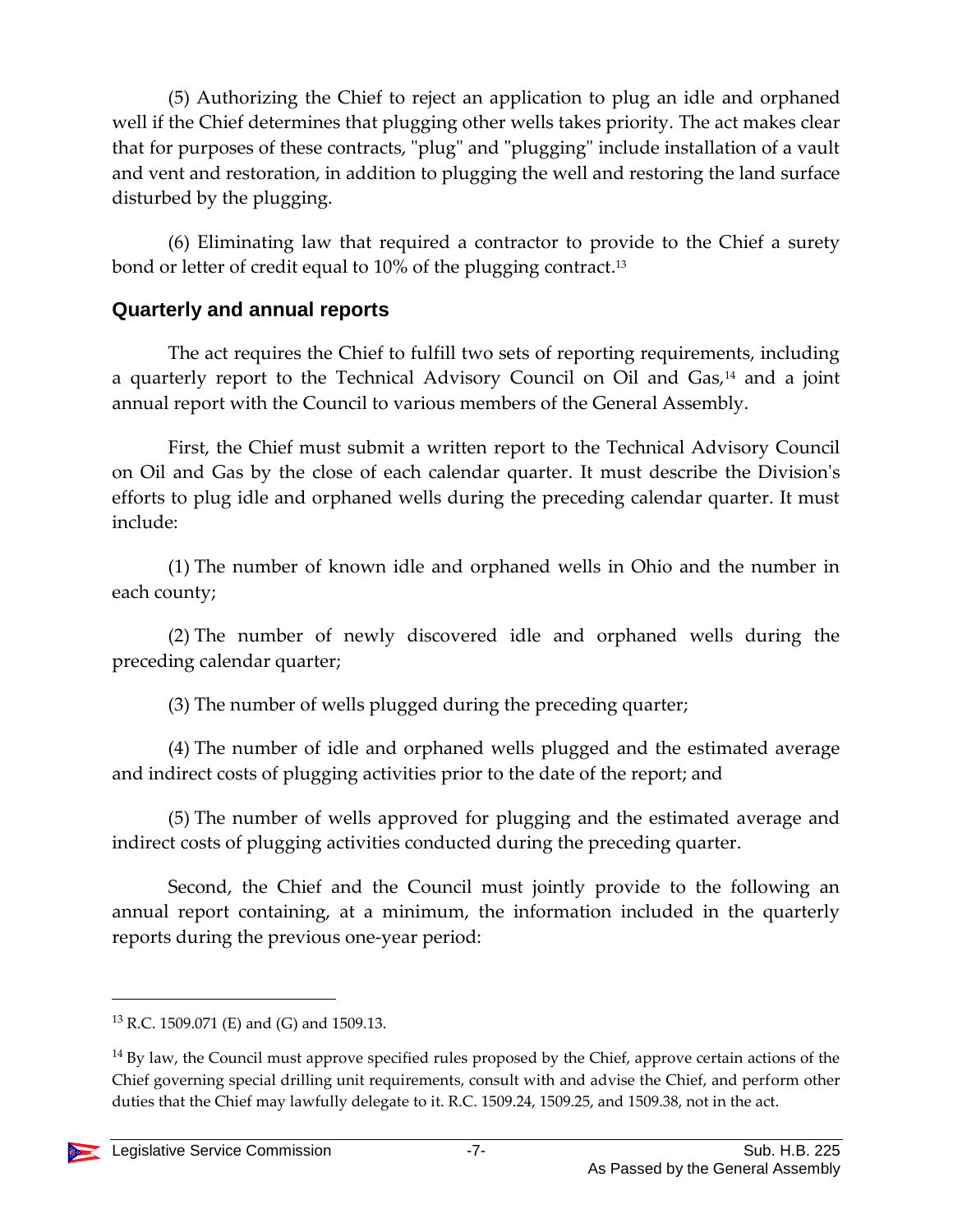(5) Authorizing the Chief to reject an application to plug an idle and orphaned well if the Chief determines that plugging other wells takes priority. The act makes clear that for purposes of these contracts, "plug" and "plugging" include installation of a vault and vent and restoration, in addition to plugging the well and restoring the land surface disturbed by the plugging.

(6) Eliminating law that required a contractor to provide to the Chief a surety bond or letter of credit equal to 10% of the plugging contract.[13]

### Quarterly and annual reports

The act requires the Chief to fulfill two sets of reporting requirements, including a quarterly report to the Technical Advisory Council on Oil and Gas,[14] and a joint annual report with the Council to various members of the General Assembly.

First, the Chief must submit a written report to the Technical Advisory Council on Oil and Gas by the close of each calendar quarter. It must describe the Division's efforts to plug idle and orphaned wells during the preceding calendar quarter. It must include:

(1) The number of known idle and orphaned wells in Ohio and the number in each county;

(2) The number of newly discovered idle and orphaned wells during the preceding calendar quarter;

(3) The number of wells plugged during the preceding quarter;

(4) The number of idle and orphaned wells plugged and the estimated average and indirect costs of plugging activities prior to the date of the report; and

(5) The number of wells approved for plugging and the estimated average and indirect costs of plugging activities conducted during the preceding quarter.

Second, the Chief and the Council must jointly provide to the following an annual report containing, at a minimum, the information included in the quarterly reports during the previous one-year period:

---

[13] R.C. 1509.071 (E) and (G) and 1509.13.

[14] By law, the Council must approve specified rules proposed by the Chief, approve certain actions of the Chief governing special drilling unit requirements, consult with and advise the Chief, and perform other duties that the Chief may lawfully delegate to it. R.C. 1509.24, 1509.25, and 1509.38, not in the act.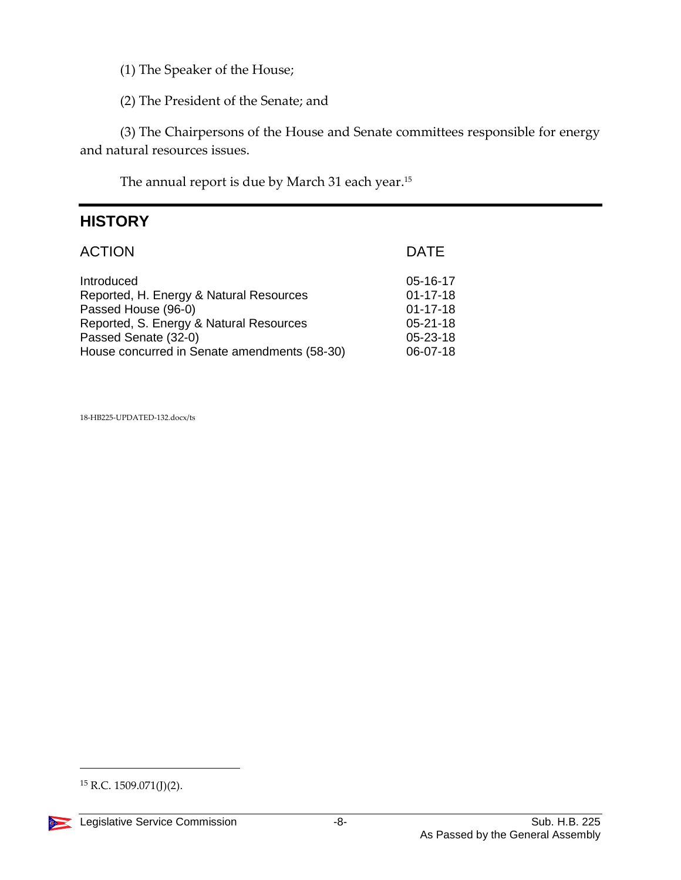(1) The Speaker of the House;

(2) The President of the Senate; and

(3) The Chairpersons of the House and Senate committees responsible for energy and natural resources issues.

The annual report is due by March 31 each year.[15]

## HISTORY

| ACTION | DATE |
| --- | --- |
| Introduced | 05-16-17 |
| Reported, H. Energy & Natural Resources | 01-17-18 |
| Passed House (96-0) | 01-17-18 |
| Reported, S. Energy & Natural Resources | 05-21-18 |
| Passed Senate (32-0) | 05-23-18 |
| House concurred in Senate amendments (58-30) | 06-07-18 |

18-HB225-UPDATED-132.docx/ts

[15] R.C. 1509.071(J)(2).